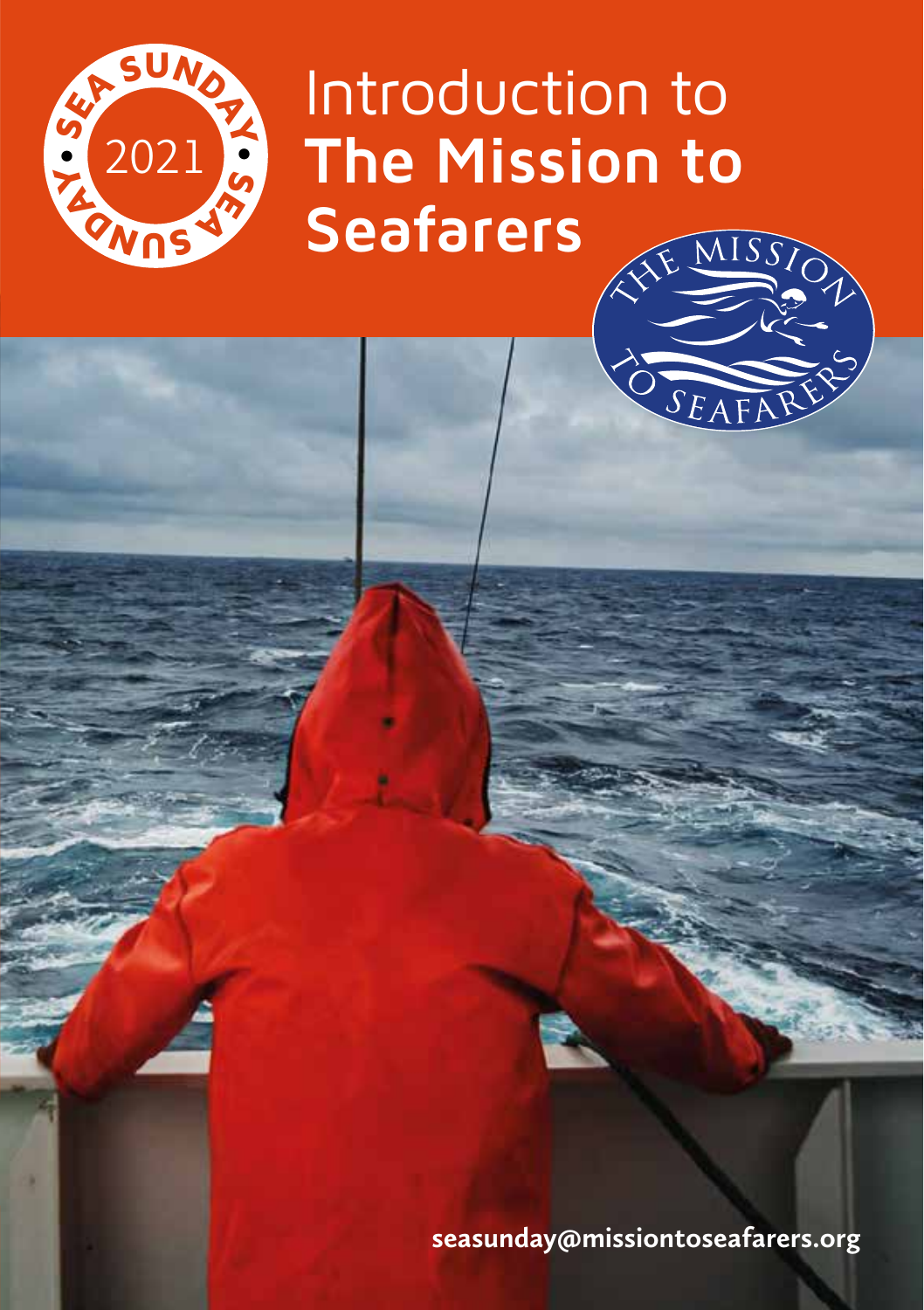SEA SUNDAY • 2021 • SEA SUNDAY

# Introduction to **The Mission to Seafarers**

THE MISSION TO SEAFARERS

**seasunday@missiontoseafarers.org**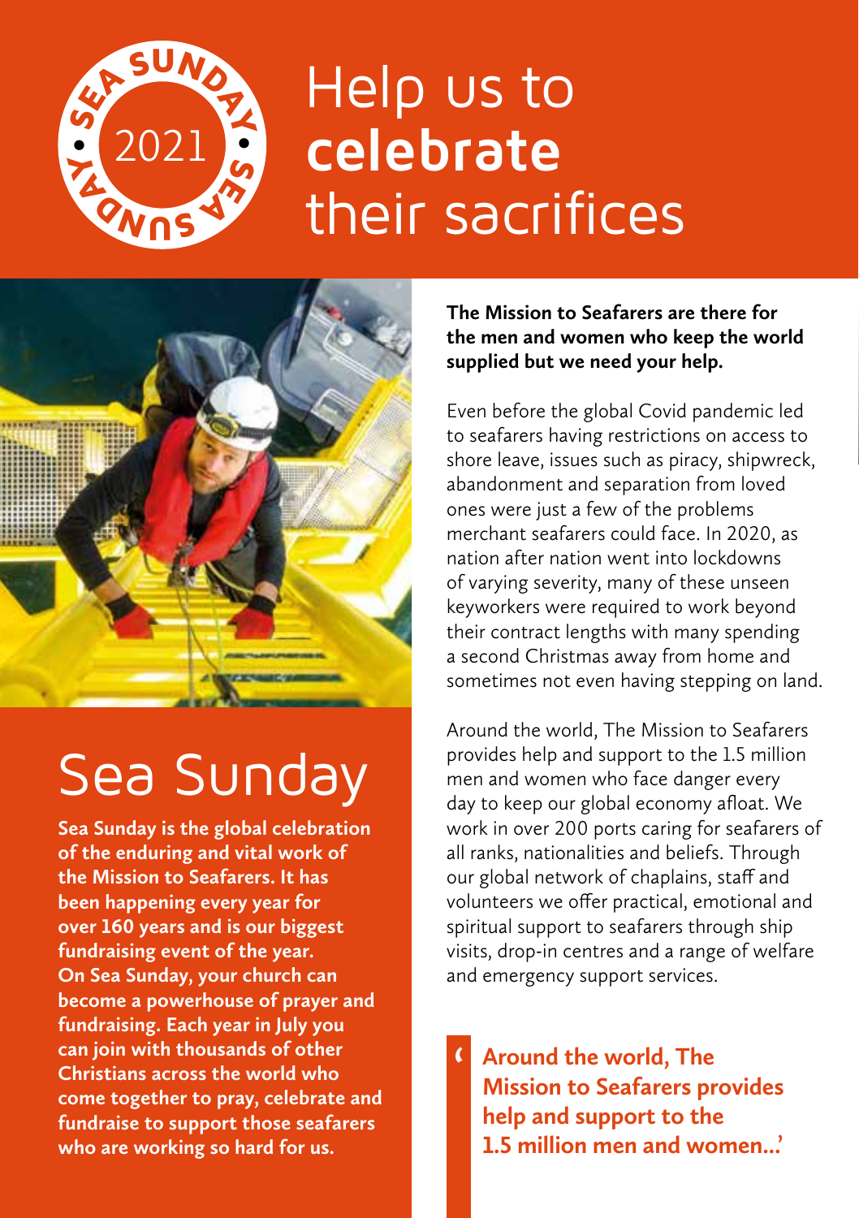# Help us to **celebrate** their sacrifices

## Sea Sunday

**Sea Sunday is the global celebration of the enduring and vital work of the Mission to Seafarers. It has been happening every year for over 160 years and is our biggest fundraising event of the year. On Sea Sunday, your church can become a powerhouse of prayer and fundraising. Each year in July you can join with thousands of other Christians across the world who come together to pray, celebrate and fundraise to support those seafarers who are working so hard for us.**

**The Mission to Seafarers are there for the men and women who keep the world supplied but we need your help.**

Even before the global Covid pandemic led to seafarers having restrictions on access to shore leave, issues such as piracy, shipwreck, abandonment and separation from loved ones were just a few of the problems merchant seafarers could face. In 2020, as nation after nation went into lockdowns of varying severity, many of these unseen keyworkers were required to work beyond their contract lengths with many spending a second Christmas away from home and sometimes not even having stepping on land.

Around the world, The Mission to Seafarers provides help and support to the 1.5 million men and women who face danger every day to keep our global economy afloat. We work in over 200 ports caring for seafarers of all ranks, nationalities and beliefs. Through our global network of chaplains, staff and volunteers we offer practical, emotional and spiritual support to seafarers through ship visits, drop-in centres and a range of welfare and emergency support services.

> **'Around the world, The Mission to Seafarers provides help and support to the 1.5 million men and women...'**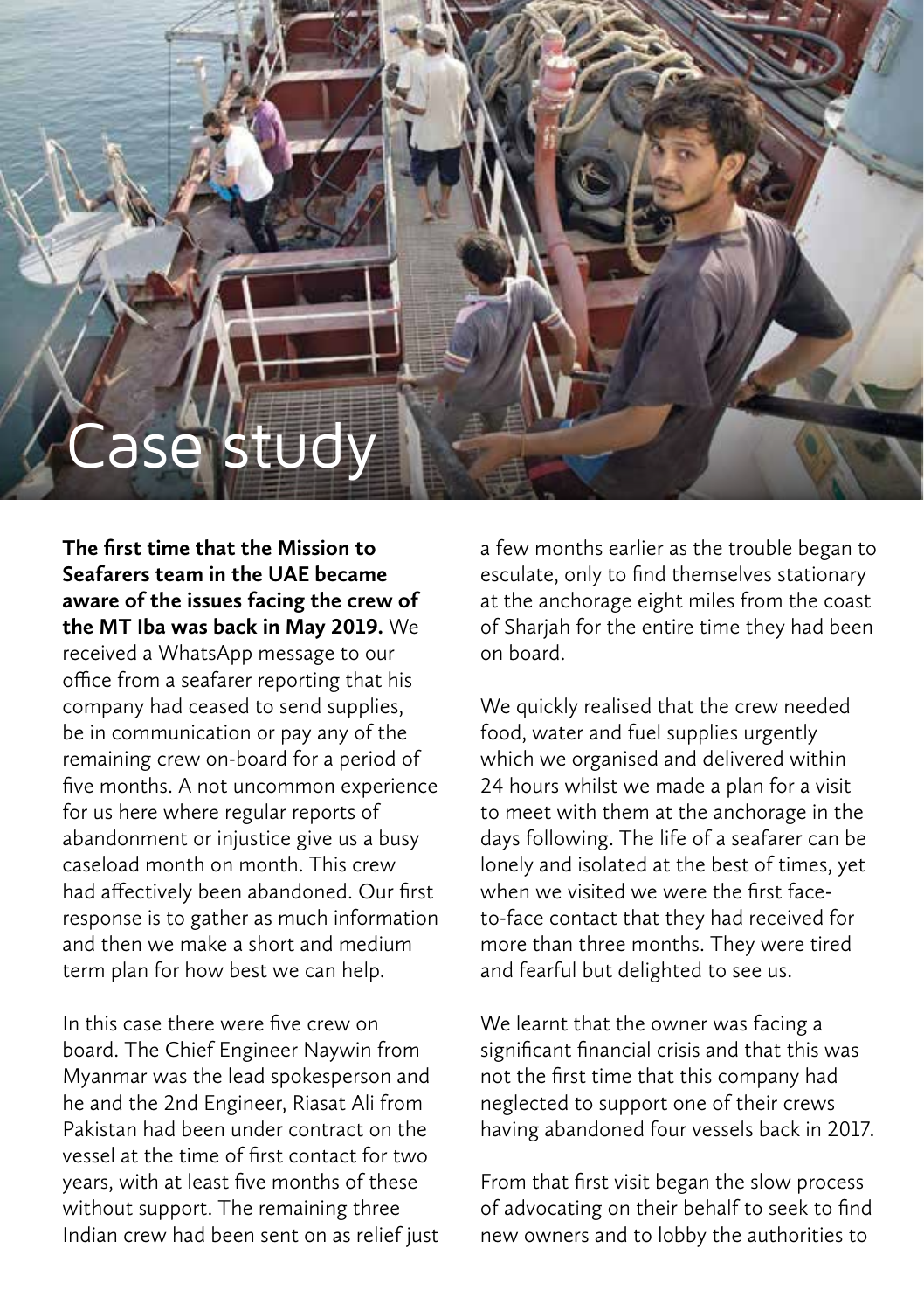# Case study

**The first time that the Mission to Seafarers team in the UAE became aware of the issues facing the crew of the MT Iba was back in May 2019.** We received a WhatsApp message to our office from a seafarer reporting that his company had ceased to send supplies, be in communication or pay any of the remaining crew on-board for a period of five months. A not uncommon experience for us here where regular reports of abandonment or injustice give us a busy caseload month on month. This crew had affectively been abandoned. Our first response is to gather as much information and then we make a short and medium term plan for how best we can help.

In this case there were five crew on board. The Chief Engineer Naywin from Myanmar was the lead spokesperson and he and the 2nd Engineer, Riasat Ali from Pakistan had been under contract on the vessel at the time of first contact for two years, with at least five months of these without support. The remaining three Indian crew had been sent on as relief just a few months earlier as the trouble began to esculate, only to find themselves stationary at the anchorage eight miles from the coast of Sharjah for the entire time they had been on board.

We quickly realised that the crew needed food, water and fuel supplies urgently which we organised and delivered within 24 hours whilst we made a plan for a visit to meet with them at the anchorage in the days following. The life of a seafarer can be lonely and isolated at the best of times, yet when we visited we were the first face-to-face contact that they had received for more than three months. They were tired and fearful but delighted to see us.

We learnt that the owner was facing a significant financial crisis and that this was not the first time that this company had neglected to support one of their crews having abandoned four vessels back in 2017.

From that first visit began the slow process of advocating on their behalf to seek to find new owners and to lobby the authorities to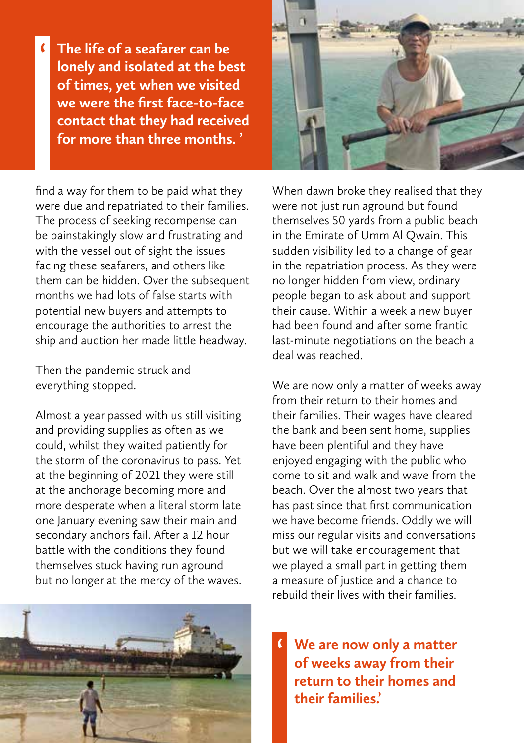> **The life of a seafarer can be lonely and isolated at the best of times, yet when we visited we were the first face-to-face contact that they had received for more than three months.'**

find a way for them to be paid what they were due and repatriated to their families. The process of seeking recompense can be painstakingly slow and frustrating and with the vessel out of sight the issues facing these seafarers, and others like them can be hidden. Over the subsequent months we had lots of false starts with potential new buyers and attempts to encourage the authorities to arrest the ship and auction her made little headway.

Then the pandemic struck and everything stopped.

Almost a year passed with us still visiting and providing supplies as often as we could, whilst they waited patiently for the storm of the coronavirus to pass. Yet at the beginning of 2021 they were still at the anchorage becoming more and more desperate when a literal storm late one January evening saw their main and secondary anchors fail. After a 12 hour battle with the conditions they found themselves stuck having run aground but no longer at the mercy of the waves.

When dawn broke they realised that they were not just run aground but found themselves 50 yards from a public beach in the Emirate of Umm Al Qwain. This sudden visibility led to a change of gear in the repatriation process. As they were no longer hidden from view, ordinary people began to ask about and support their cause. Within a week a new buyer had been found and after some frantic last-minute negotiations on the beach a deal was reached.

We are now only a matter of weeks away from their return to their homes and their families. Their wages have cleared the bank and been sent home, supplies have been plentiful and they have enjoyed engaging with the public who come to sit and walk and wave from the beach. Over the almost two years that has past since that first communication we have become friends. Oddly we will miss our regular visits and conversations but we will take encouragement that we played a small part in getting them a measure of justice and a chance to rebuild their lives with their families.

> **We are now only a matter of weeks away from their return to their homes and their families.'**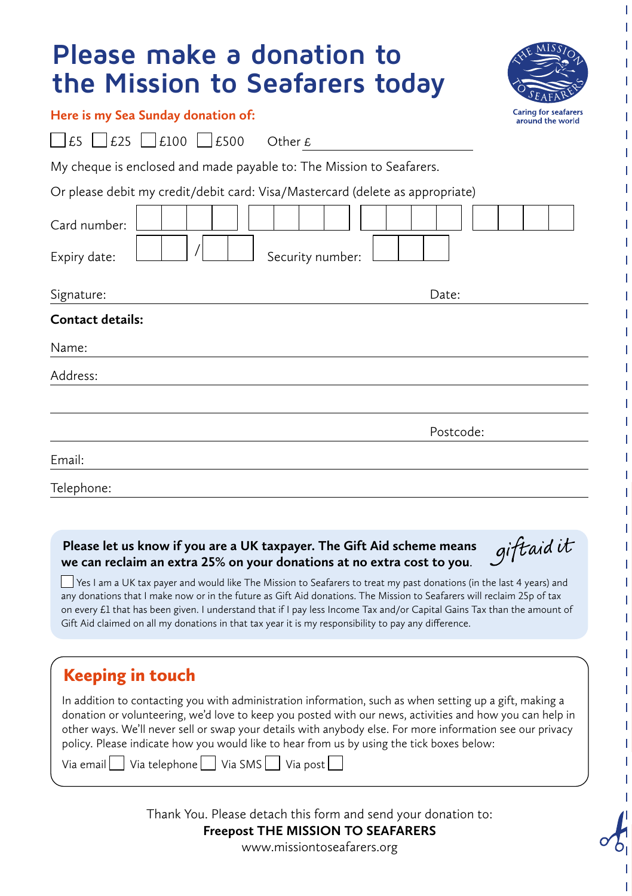# Please make a donation to the Mission to Seafarers today

Caring for seafarers around the world

**Here is my Sea Sunday donation of:**

☐ £5 ☐ £25 ☐ £100 ☐ £500 Other £ ______________

My cheque is enclosed and made payable to: The Mission to Seafarers.

Or please debit my credit/debit card: Visa/Mastercard (delete as appropriate)

Card number: ☐☐☐☐ ☐☐☐☐ ☐☐☐☐ ☐☐☐☐

Expiry date: ☐☐ / ☐☐ Security number: ☐☐☐

Signature: ______________________ Date: ______________

**Contact details:**

Name: ______________________

Address: ______________________

______________________

______________________ Postcode: ______________

Email: ______________________

Telephone: ______________________

**Please let us know if you are a UK taxpayer. The Gift Aid scheme means we can reclaim an extra 25% on your donations at no extra cost to you.**

*giftaid it*

☐ Yes I am a UK tax payer and would like The Mission to Seafarers to treat my past donations (in the last 4 years) and any donations that I make now or in the future as Gift Aid donations. The Mission to Seafarers will reclaim 25p of tax on every £1 that has been given. I understand that if I pay less Income Tax and/or Capital Gains Tax than the amount of Gift Aid claimed on all my donations in that tax year it is my responsibility to pay any difference.

## Keeping in touch

In addition to contacting you with administration information, such as when setting up a gift, making a donation or volunteering, we'd love to keep you posted with our news, activities and how you can help in other ways. We'll never sell or swap your details with anybody else. For more information see our privacy policy. Please indicate how you would like to hear from us by using the tick boxes below:

Via email ☐ Via telephone ☐ Via SMS ☐ Via post ☐

Thank You. Please detach this form and send your donation to:

**Freepost THE MISSION TO SEAFARERS**

www.missiontoseafarers.org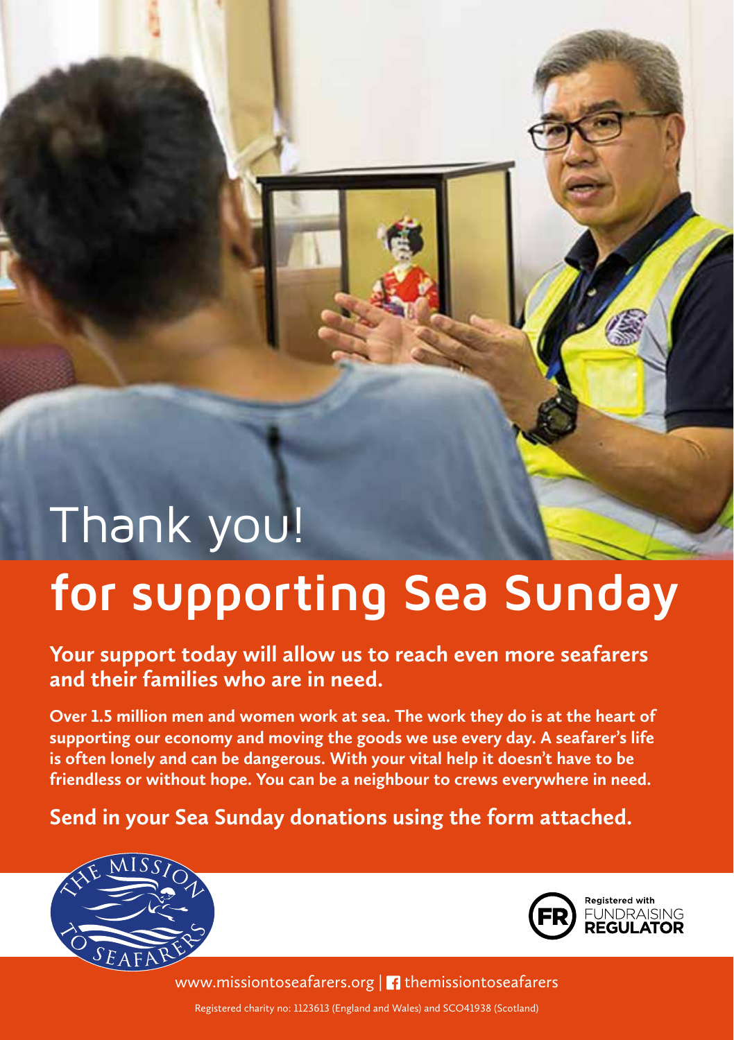# Thank you!

# for supporting Sea Sunday

**Your support today will allow us to reach even more seafarers and their families who are in need.**

**Over 1.5 million men and women work at sea. The work they do is at the heart of supporting our economy and moving the goods we use every day. A seafarer's life is often lonely and can be dangerous. With your vital help it doesn't have to be friendless or without hope. You can be a neighbour to crews everywhere in need.**

**Send in your Sea Sunday donations using the form attached.**

THE MISSION TO SEAFARERS

Registered with FUNDRAISING REGULATOR

www.missiontoseafarers.org | themissiontoseafarers

Registered charity no: 1123613 (England and Wales) and SCO41938 (Scotland)